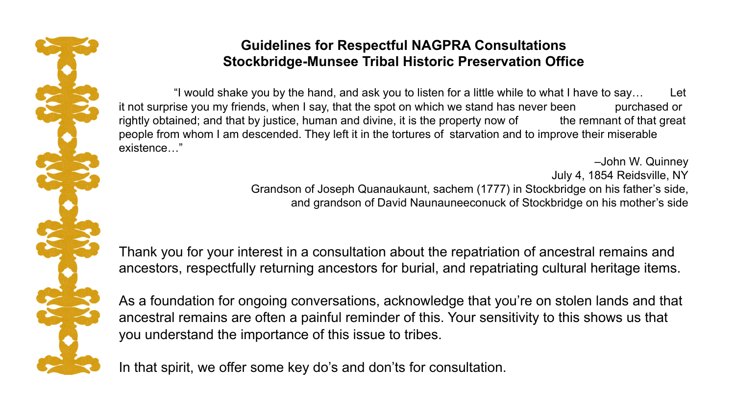# Guidelines for Respectful NAGPRA Consultations
## Stockbridge-Munsee Tribal Historic Preservation Office

"I would shake you by the hand, and ask you to listen for a little while to what I have to say… Let it not surprise you my friends, when I say, that the spot on which we stand has never been purchased or rightly obtained; and that by justice, human and divine, it is the property now of the remnant of that great people from whom I am descended. They left it in the tortures of starvation and to improve their miserable existence…"

–John W. Quinney
July 4, 1854 Reidsville, NY
Grandson of Joseph Quanaukaunt, sachem (1777) in Stockbridge on his father's side,
and grandson of David Naunauneeconuck of Stockbridge on his mother's side

Thank you for your interest in a consultation about the repatriation of ancestral remains and ancestors, respectfully returning ancestors for burial, and repatriating cultural heritage items.

As a foundation for ongoing conversations, acknowledge that you're on stolen lands and that ancestral remains are often a painful reminder of this. Your sensitivity to this shows us that you understand the importance of this issue to tribes.

In that spirit, we offer some key do's and don'ts for consultation.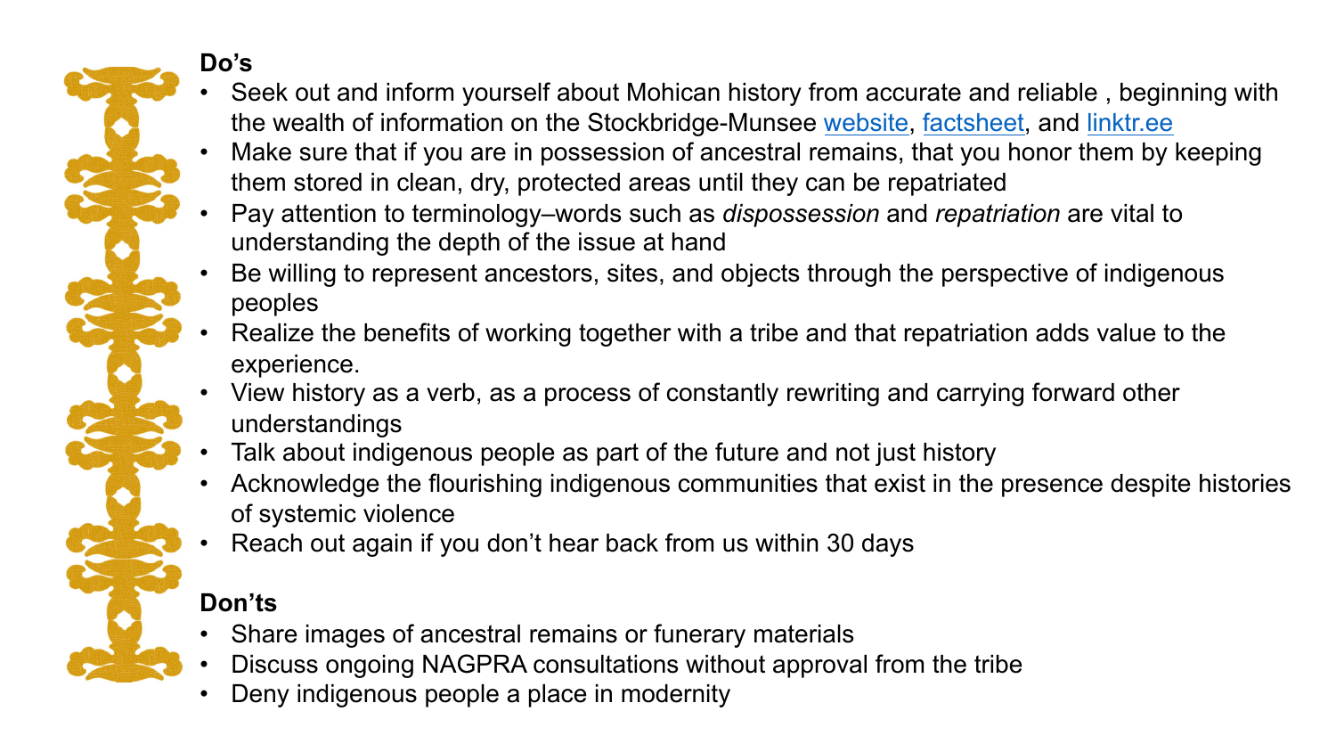**Do's**

- Seek out and inform yourself about Mohican history from accurate and reliable , beginning with the wealth of information on the Stockbridge-Munsee website, factsheet, and linktr.ee
- Make sure that if you are in possession of ancestral remains, that you honor them by keeping them stored in clean, dry, protected areas until they can be repatriated
- Pay attention to terminology–words such as *dispossession* and *repatriation* are vital to understanding the depth of the issue at hand
- Be willing to represent ancestors, sites, and objects through the perspective of indigenous peoples
- Realize the benefits of working together with a tribe and that repatriation adds value to the experience.
- View history as a verb, as a process of constantly rewriting and carrying forward other understandings
- Talk about indigenous people as part of the future and not just history
- Acknowledge the flourishing indigenous communities that exist in the presence despite histories of systemic violence
- Reach out again if you don't hear back from us within 30 days

**Don'ts**

- Share images of ancestral remains or funerary materials
- Discuss ongoing NAGPRA consultations without approval from the tribe
- Deny indigenous people a place in modernity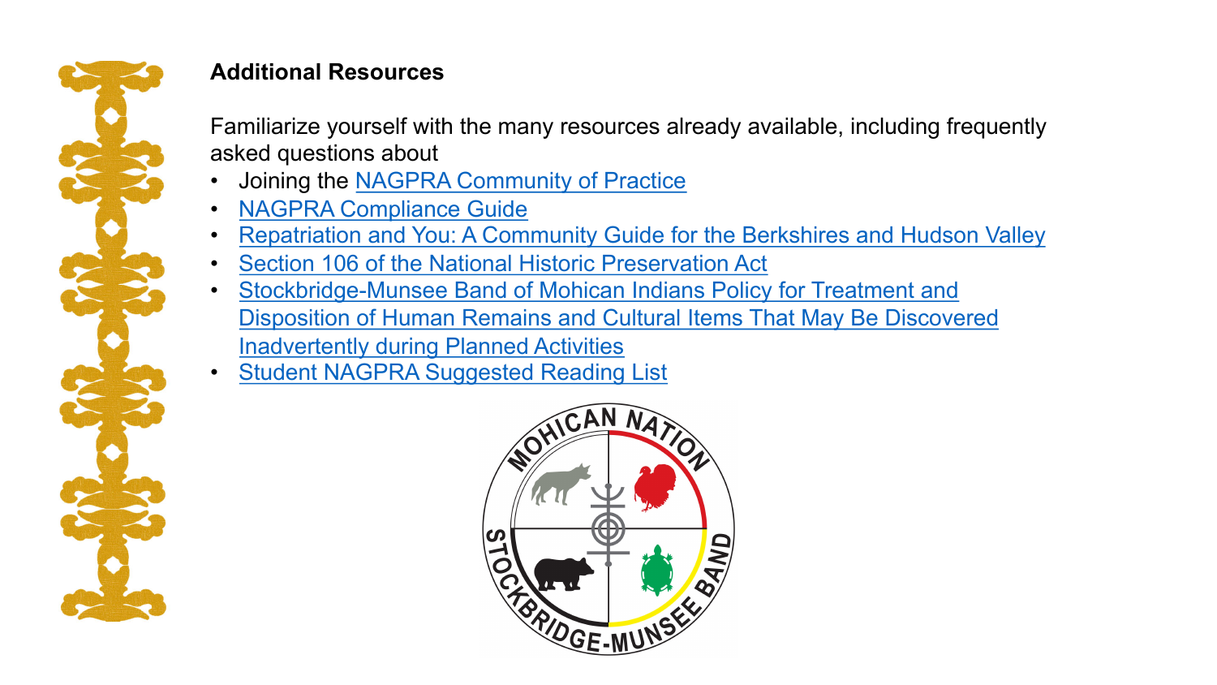## Additional Resources

Familiarize yourself with the many resources already available, including frequently asked questions about

- Joining the NAGPRA Community of Practice
- NAGPRA Compliance Guide
- Repatriation and You: A Community Guide for the Berkshires and Hudson Valley
- Section 106 of the National Historic Preservation Act
- Stockbridge-Munsee Band of Mohican Indians Policy for Treatment and Disposition of Human Remains and Cultural Items That May Be Discovered Inadvertently during Planned Activities
- Student NAGPRA Suggested Reading List